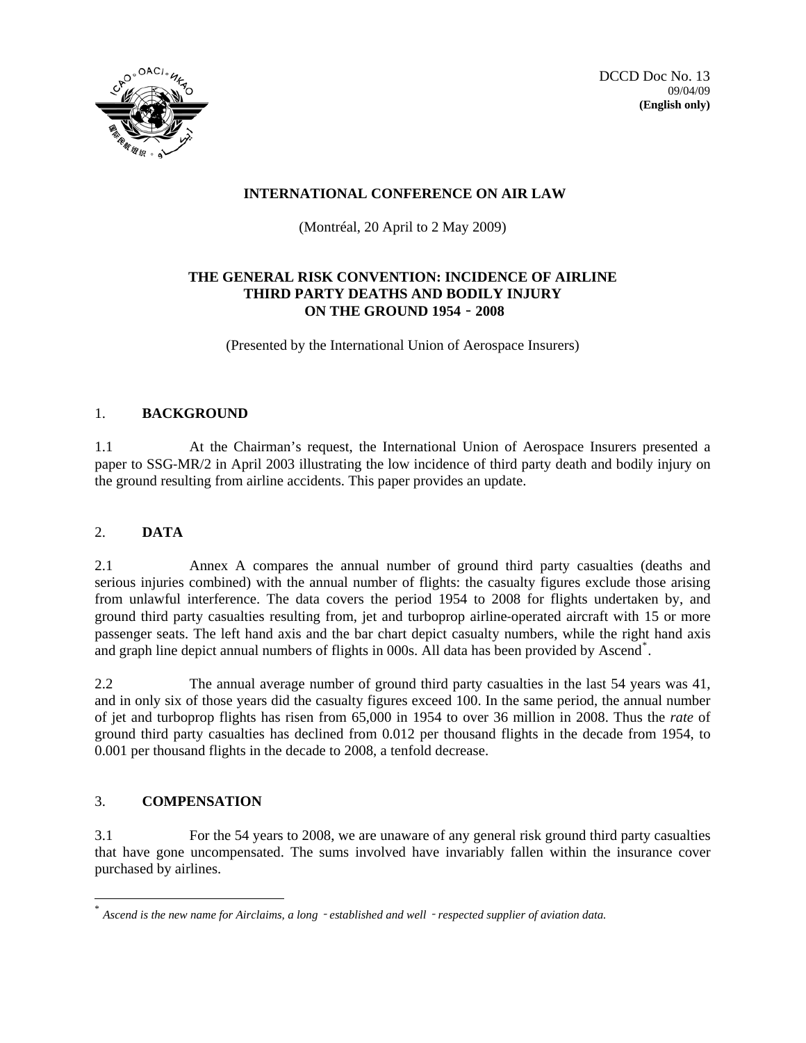DCCD Doc No. 13
09/04/09
**(English only)**

**INTERNATIONAL CONFERENCE ON AIR LAW**

(Montréal, 20 April to 2 May 2009)

**THE GENERAL RISK CONVENTION: INCIDENCE OF AIRLINE THIRD PARTY DEATHS AND BODILY INJURY ON THE GROUND 1954 - 2008**

(Presented by the International Union of Aerospace Insurers)

## 1. BACKGROUND

1.1 At the Chairman's request, the International Union of Aerospace Insurers presented a paper to SSG-MR/2 in April 2003 illustrating the low incidence of third party death and bodily injury on the ground resulting from airline accidents. This paper provides an update.

## 2. DATA

2.1 Annex A compares the annual number of ground third party casualties (deaths and serious injuries combined) with the annual number of flights: the casualty figures exclude those arising from unlawful interference. The data covers the period 1954 to 2008 for flights undertaken by, and ground third party casualties resulting from, jet and turboprop airline-operated aircraft with 15 or more passenger seats. The left hand axis and the bar chart depict casualty numbers, while the right hand axis and graph line depict annual numbers of flights in 000s. All data has been provided by Ascend[*].

2.2 The annual average number of ground third party casualties in the last 54 years was 41, and in only six of those years did the casualty figures exceed 100. In the same period, the annual number of jet and turboprop flights has risen from 65,000 in 1954 to over 36 million in 2008. Thus the *rate* of ground third party casualties has declined from 0.012 per thousand flights in the decade from 1954, to 0.001 per thousand flights in the decade to 2008, a tenfold decrease.

## 3. COMPENSATION

3.1 For the 54 years to 2008, we are unaware of any general risk ground third party casualties that have gone uncompensated. The sums involved have invariably fallen within the insurance cover purchased by airlines.

---

[*] *Ascend is the new name for Airclaims, a long - established and well - respected supplier of aviation data.*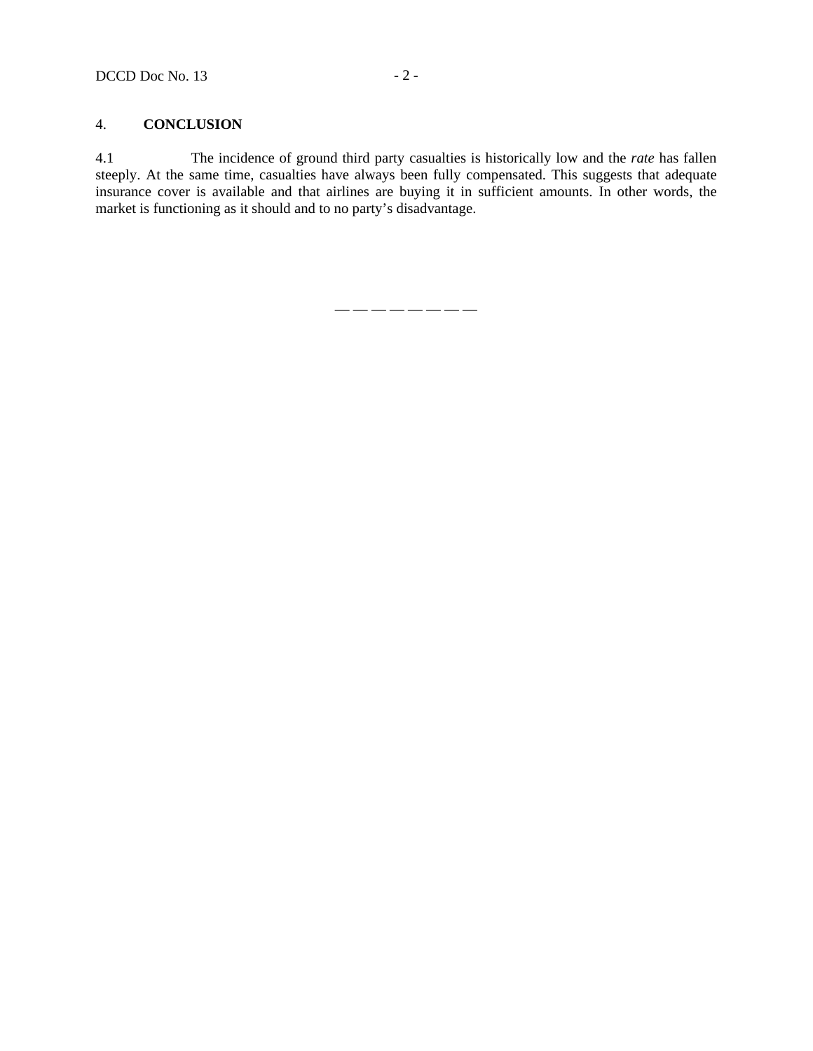## 4. **CONCLUSION**

4.1 The incidence of ground third party casualties is historically low and the *rate* has fallen steeply. At the same time, casualties have always been fully compensated. This suggests that adequate insurance cover is available and that airlines are buying it in sufficient amounts. In other words, the market is functioning as it should and to no party's disadvantage.

— — — — — — — —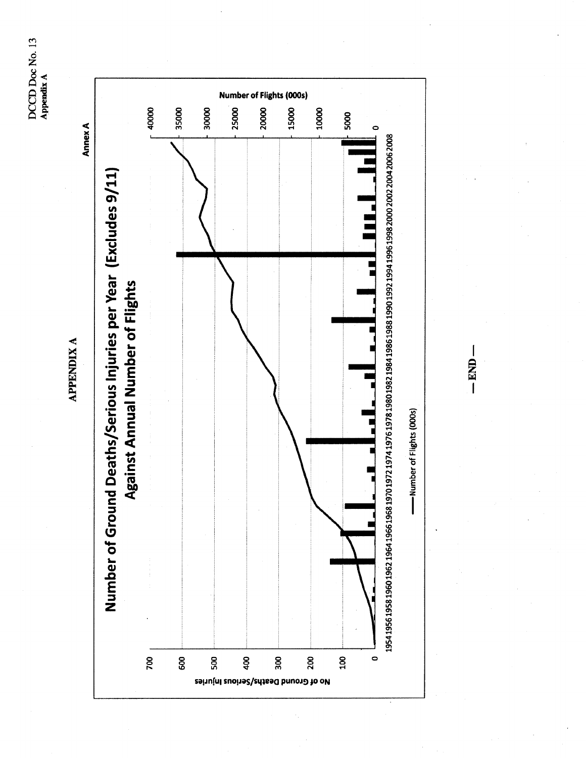# APPENDIX A

Annex A

## Number of Ground Deaths/Serious Injuries per Year (Excludes 9/11) Against Annual Number of Flights

No of Ground Deaths/Serious Injuries

0
100
200
300
400
500
600
700

Number of Flights (000s)

0
5000
10000
15000
20000
25000
30000
35000
40000

1954 1956 1958 1960 1962 1964 1966 1968 1970 1972 1974 1976 1978 1980 1982 1984 1986 1988 1990 1992 1994 1996 1998 2000 2002 2004 2006 2008

—— Number of Flights (000s)

— END —